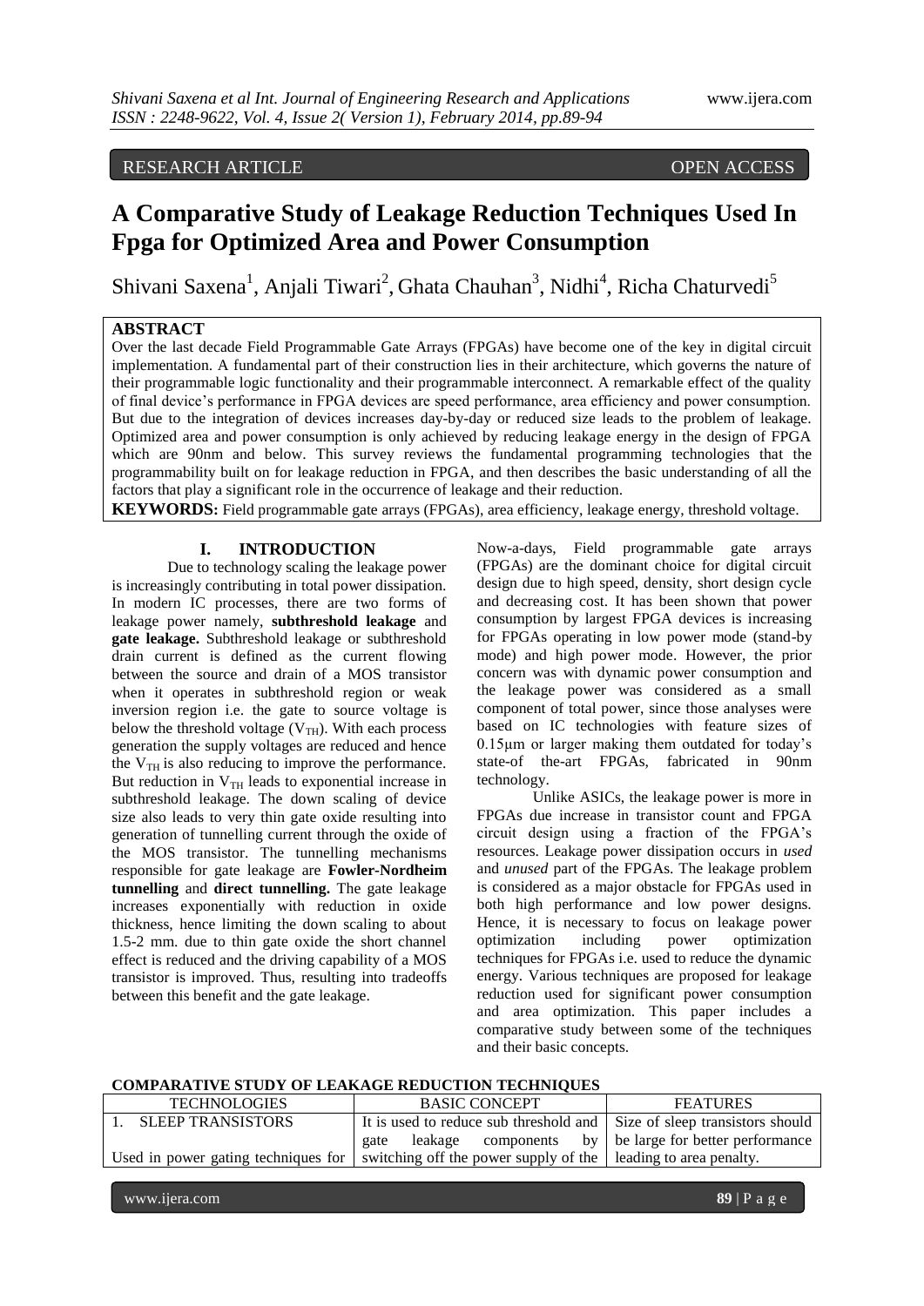RESEARCH ARTICLE OPEN ACCESS

# A Comparative Study of Leakage Reduction Techniques Used In Fpga for Optimized Area and Power Consumption

Shivani Saxena[1], Anjali Tiwari[2], Ghata Chauhan[3], Nidhi[4], Richa Chaturvedi[5]

## ABSTRACT

Over the last decade Field Programmable Gate Arrays (FPGAs) have become one of the key in digital circuit implementation. A fundamental part of their construction lies in their architecture, which governs the nature of their programmable logic functionality and their programmable interconnect. A remarkable effect of the quality of final device's performance in FPGA devices are speed performance, area efficiency and power consumption. But due to the integration of devices increases day-by-day or reduced size leads to the problem of leakage. Optimized area and power consumption is only achieved by reducing leakage energy in the design of FPGA which are 90nm and below. This survey reviews the fundamental programming technologies that the programmability built on for leakage reduction in FPGA, and then describes the basic understanding of all the factors that play a significant role in the occurrence of leakage and their reduction.

**KEYWORDS:** Field programmable gate arrays (FPGAs), area efficiency, leakage energy, threshold voltage.

## I. INTRODUCTION

Due to technology scaling the leakage power is increasingly contributing in total power dissipation. In modern IC processes, there are two forms of leakage power namely, **subthreshold leakage** and **gate leakage.** Subthreshold leakage or subthreshold drain current is defined as the current flowing between the source and drain of a MOS transistor when it operates in subthreshold region or weak inversion region i.e. the gate to source voltage is below the threshold voltage ($V_{TH}$). With each process generation the supply voltages are reduced and hence the $V_{TH}$ is also reducing to improve the performance. But reduction in $V_{TH}$ leads to exponential increase in subthreshold leakage. The down scaling of device size also leads to very thin gate oxide resulting into generation of tunnelling current through the oxide of the MOS transistor. The tunnelling mechanisms responsible for gate leakage are **Fowler-Nordheim tunnelling** and **direct tunnelling.** The gate leakage increases exponentially with reduction in oxide thickness, hence limiting the down scaling to about 1.5-2 mm. due to thin gate oxide the short channel effect is reduced and the driving capability of a MOS transistor is improved. Thus, resulting into tradeoffs between this benefit and the gate leakage.

Now-a-days, Field programmable gate arrays (FPGAs) are the dominant choice for digital circuit design due to high speed, density, short design cycle and decreasing cost. It has been shown that power consumption by largest FPGA devices is increasing for FPGAs operating in low power mode (stand-by mode) and high power mode. However, the prior concern was with dynamic power consumption and the leakage power was considered as a small component of total power, since those analyses were based on IC technologies with feature sizes of 0.15μm or larger making them outdated for today's state-of the-art FPGAs, fabricated in 90nm technology.

Unlike ASICs, the leakage power is more in FPGAs due increase in transistor count and FPGA circuit design using a fraction of the FPGA's resources. Leakage power dissipation occurs in *used* and *unused* part of the FPGAs. The leakage problem is considered as a major obstacle for FPGAs used in both high performance and low power designs. Hence, it is necessary to focus on leakage power optimization including power optimization techniques for FPGAs i.e. used to reduce the dynamic energy. Various techniques are proposed for leakage reduction used for significant power consumption and area optimization. This paper includes a comparative study between some of the techniques and their basic concepts.

**COMPARATIVE STUDY OF LEAKAGE REDUCTION TECHNIQUES**

| TECHNOLOGIES | BASIC CONCEPT | FEATURES |
|---|---|---|
| 1. SLEEP TRANSISTORS<br><br>Used in power gating techniques for | It is used to reduce sub threshold and gate leakage components by switching off the power supply of the | Size of sleep transistors should be large for better performance leading to area penalty. |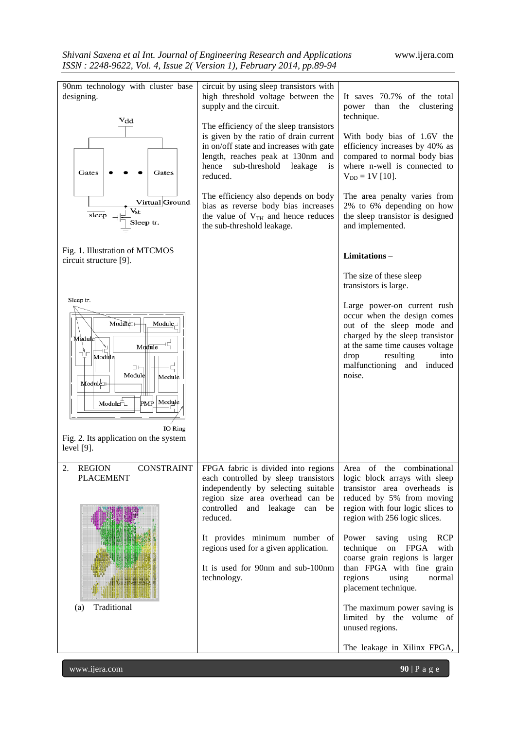| | | |
|---|---|---|
| 90nm technology with cluster base designing. <br><br> Fig. 1. Illustration of MTCMOS circuit structure [9]. <br><br> Fig. 2. Its application on the system level [9]. | circuit by using sleep transistors with high threshold voltage between the supply and the circuit. <br><br> The efficiency of the sleep transistors is given by the ratio of drain current in on/off state and increases with gate length, reaches peak at 130nm and hence sub-threshold leakage is reduced. <br><br> The efficiency also depends on body bias as reverse body bias increases the value of $V_{TH}$ and hence reduces the sub-threshold leakage. | It saves 70.7% of the total power than the clustering technique. <br><br> With body bias of 1.6V the efficiency increases by 40% as compared to normal body bias where n-well is connected to $V_{DD}$ = 1V [10]. <br><br> The area penalty varies from 2% to 6% depending on how the sleep transistor is designed and implemented. <br><br> **Limitations** – <br><br> The size of these sleep transistors is large. <br><br> Large power-on current rush occur when the design comes out of the sleep mode and charged by the sleep transistor at the same time causes voltage drop resulting into malfunctioning and induced noise. |
| 2. REGION CONSTRAINT PLACEMENT <br><br> (a) Traditional | FPGA fabric is divided into regions each controlled by sleep transistors independently by selecting suitable region size area overhead can be controlled and leakage can be reduced. <br><br> It provides minimum number of regions used for a given application. <br><br> It is used for 90nm and sub-100nm technology. | Area of the combinational logic block arrays with sleep transistor area overheads is reduced by 5% from moving region with four logic slices to region with 256 logic slices. <br><br> Power saving using RCP technique on FPGA with coarse grain regions is larger than FPGA with fine grain regions using normal placement technique. <br><br> The maximum power saving is limited by the volume of unused regions. <br><br> The leakage in Xilinx FPGA, |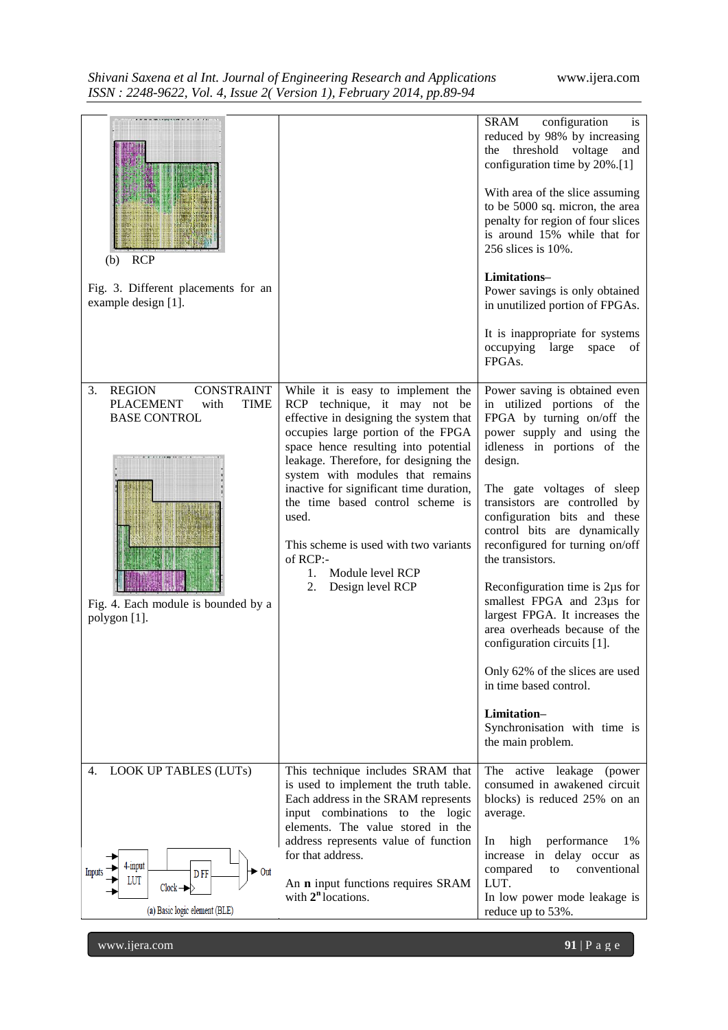| | | |
|---|---|---|
| (b) RCP<br><br>Fig. 3. Different placements for an example design [1]. | | SRAM configuration is reduced by 98% by increasing the threshold voltage and configuration time by 20%.[1]<br><br>With area of the slice assuming to be 5000 sq. micron, the area penalty for region of four slices is around 15% while that for 256 slices is 10%.<br><br>**Limitations–**<br>Power savings is only obtained in unutilized portion of FPGAs.<br><br>It is inappropriate for systems occupying large space of FPGAs. |
| 3. REGION CONSTRAINT PLACEMENT with TIME BASE CONTROL<br><br>Fig. 4. Each module is bounded by a polygon [1]. | While it is easy to implement the RCP technique, it may not be effective in designing the system that occupies large portion of the FPGA space hence resulting into potential leakage. Therefore, for designing the system with modules that remains inactive for significant time duration, the time based control scheme is used.<br><br>This scheme is used with two variants of RCP:-<br>1. Module level RCP<br>2. Design level RCP | Power saving is obtained even in utilized portions of the FPGA by turning on/off the power supply and using the idleness in portions of the design.<br><br>The gate voltages of sleep transistors are controlled by configuration bits and these control bits are dynamically reconfigured for turning on/off the transistors.<br><br>Reconfiguration time is 2µs for smallest FPGA and 23µs for largest FPGA. It increases the area overheads because of the configuration circuits [1].<br><br>Only 62% of the slices are used in time based control.<br><br>**Limitation–**<br>Synchronisation with time is the main problem. |
| 4. LOOK UP TABLES (LUTs)<br><br>(a) Basic logic element (BLE) | This technique includes SRAM that is used to implement the truth table. Each address in the SRAM represents input combinations to the logic elements. The value stored in the address represents value of function for that address.<br><br>An **n** input functions requires SRAM with $2^n$ locations. | The active leakage (power consumed in awakened circuit blocks) is reduced 25% on an average.<br><br>In high performance 1% increase in delay occur as compared to conventional LUT.<br>In low power mode leakage is reduce up to 53%. |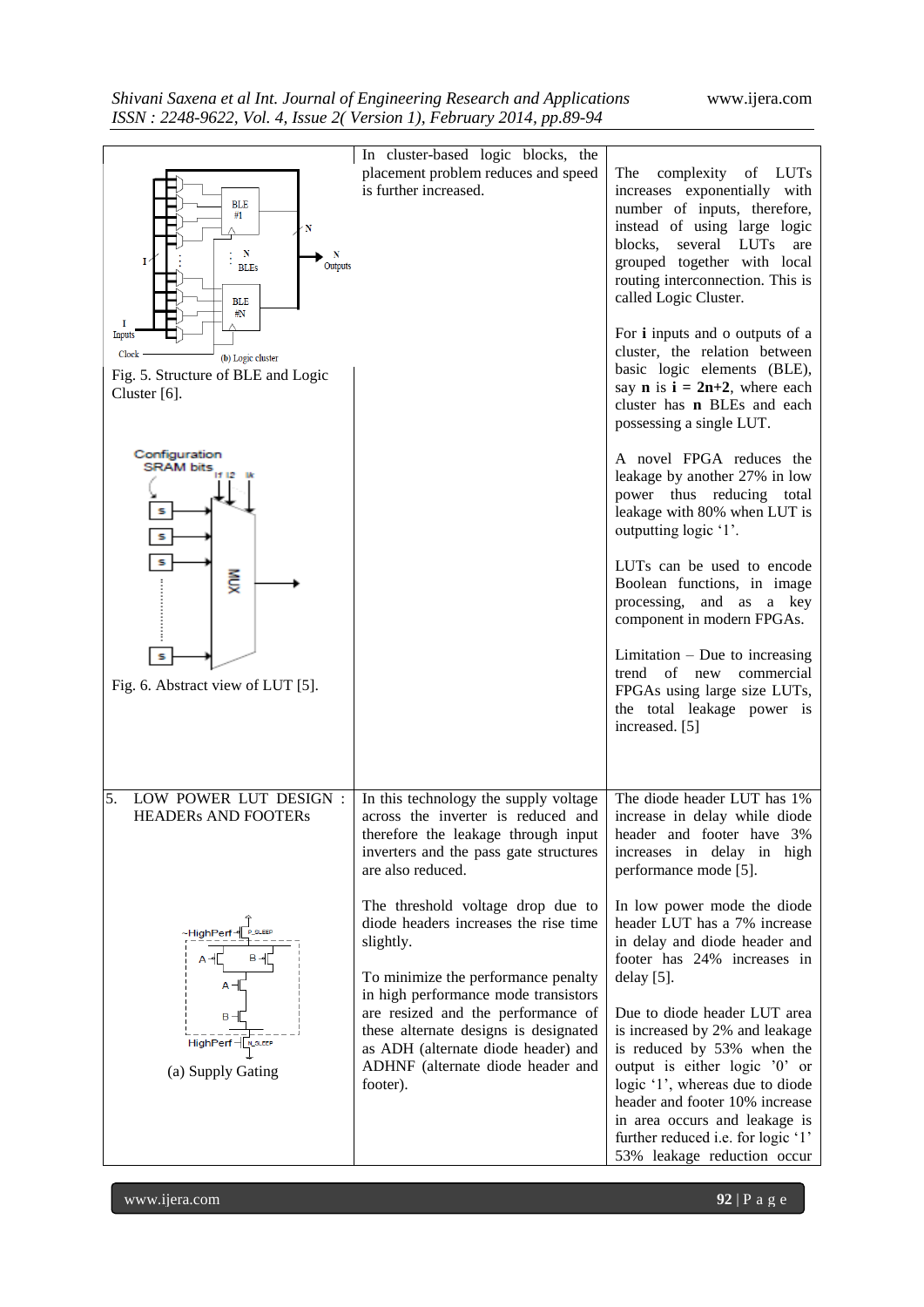| | | |
|---|---|---|
| Fig. 5. Structure of BLE and Logic Cluster [6]. <br><br> Fig. 6. Abstract view of LUT [5]. | In cluster-based logic blocks, the placement problem reduces and speed is further increased. | The complexity of LUTs increases exponentially with number of inputs, therefore, instead of using large logic blocks, several LUTs are grouped together with local routing interconnection. This is called Logic Cluster. <br><br> For **i** inputs and o outputs of a cluster, the relation between basic logic elements (BLE), say **n** is **i = 2n+2**, where each cluster has **n** BLEs and each possessing a single LUT. <br><br> A novel FPGA reduces the leakage by another 27% in low power thus reducing total leakage with 80% when LUT is outputting logic '1'. <br><br> LUTs can be used to encode Boolean functions, in image processing, and as a key component in modern FPGAs. <br><br> Limitation – Due to increasing trend of new commercial FPGAs using large size LUTs, the total leakage power is increased. [5] |
| 5. LOW POWER LUT DESIGN : HEADERs AND FOOTERs <br><br> (a) Supply Gating | In this technology the supply voltage across the inverter is reduced and therefore the leakage through input inverters and the pass gate structures are also reduced. <br><br> The threshold voltage drop due to diode headers increases the rise time slightly. <br><br> To minimize the performance penalty in high performance mode transistors are resized and the performance of these alternate designs is designated as ADH (alternate diode header) and ADHNF (alternate diode header and footer). | The diode header LUT has 1% increase in delay while diode header and footer have 3% increases in delay in high performance mode [5]. <br><br> In low power mode the diode header LUT has a 7% increase in delay and diode header and footer has 24% increases in delay [5]. <br><br> Due to diode header LUT area is increased by 2% and leakage is reduced by 53% when the output is either logic '0' or logic '1', whereas due to diode header and footer 10% increase in area occurs and leakage is further reduced i.e. for logic '1' 53% leakage reduction occur |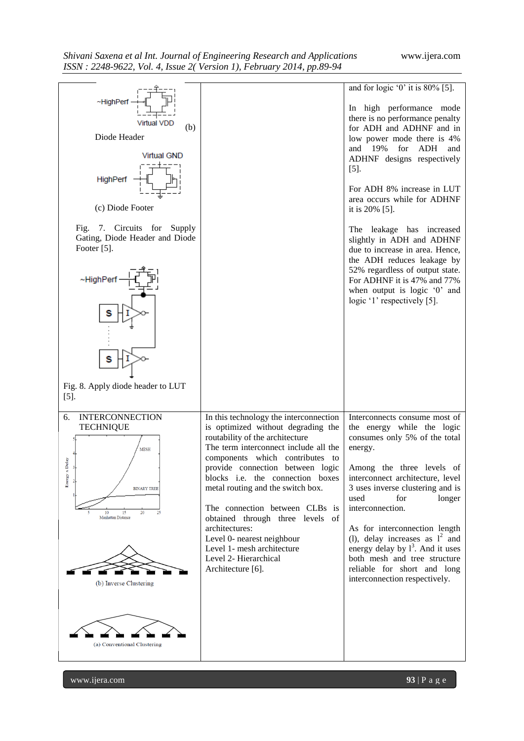| | | |
|---|---|---|
| ~HighPerf, Virtual VDD (b) Diode Header<br><br>Virtual GND, HighPerf (c) Diode Footer<br><br>Fig. 7. Circuits for Supply Gating, Diode Header and Diode Footer [5].<br><br>~HighPerf, S, I, S, I<br><br>Fig. 8. Apply diode header to LUT [5]. | | and for logic '0' it is 80% [5].<br><br>In high performance mode there is no performance penalty for ADH and ADHNF and in low power mode there is 4% and 19% for ADH and ADHNF designs respectively [5].<br><br>For ADH 8% increase in LUT area occurs while for ADHNF it is 20% [5].<br><br>The leakage has increased slightly in ADH and ADHNF due to increase in area. Hence, the ADH reduces leakage by 52% regardless of output state. For ADHNF it is 47% and 77% when output is logic '0' and logic '1' respectively [5]. |
| 6. INTERCONNECTION TECHNIQUE<br><br>Energy x Delay, MESH, BINARY TREE, Manhattan Distance<br><br>(b) Inverse Clustering<br><br>(a) Conventional Clustering | In this technology the interconnection is optimized without degrading the routability of the architecture<br>The term interconnect include all the components which contributes to provide connection between logic blocks i.e. the connection boxes metal routing and the switch box.<br><br>The connection between CLBs is obtained through three levels of architectures:<br>Level 0- nearest neighbour<br>Level 1- mesh architecture<br>Level 2- Hierarchical Architecture [6]. | Interconnects consume most of the energy while the logic consumes only 5% of the total energy.<br><br>Among the three levels of interconnect architecture, level 3 uses inverse clustering and is used for longer interconnection.<br><br>As for interconnection length (l), delay increases as $l^2$ and energy delay by $l^3$. And it uses both mesh and tree structure reliable for short and long interconnection respectively. |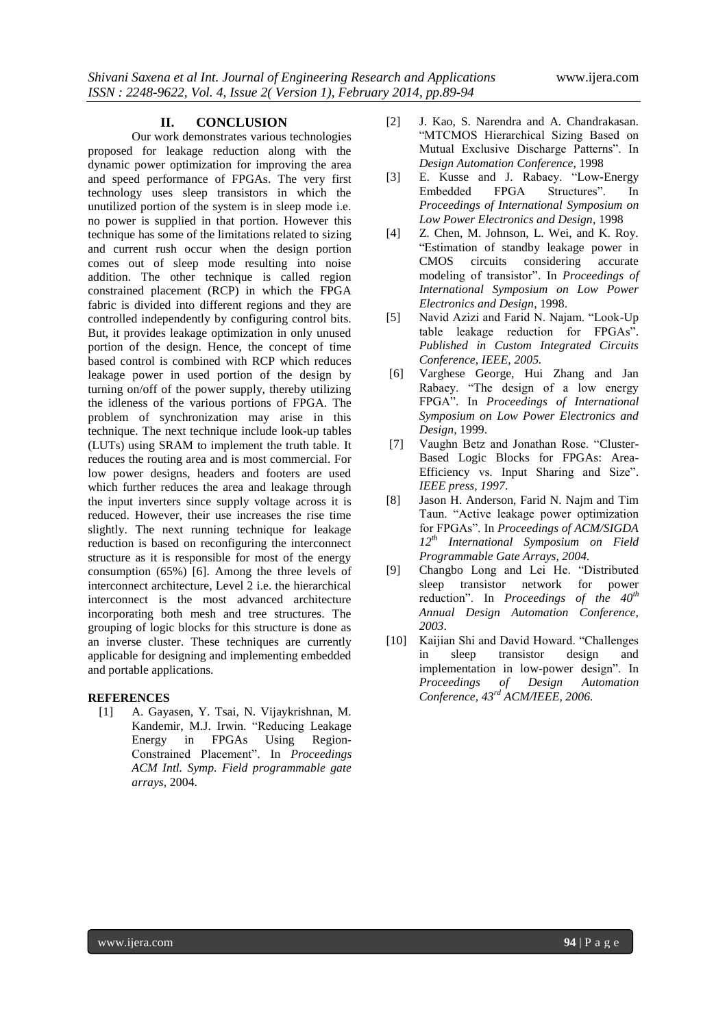## II. CONCLUSION

Our work demonstrates various technologies proposed for leakage reduction along with the dynamic power optimization for improving the area and speed performance of FPGAs. The very first technology uses sleep transistors in which the unutilized portion of the system is in sleep mode i.e. no power is supplied in that portion. However this technique has some of the limitations related to sizing and current rush occur when the design portion comes out of sleep mode resulting into noise addition. The other technique is called region constrained placement (RCP) in which the FPGA fabric is divided into different regions and they are controlled independently by configuring control bits. But, it provides leakage optimization in only unused portion of the design. Hence, the concept of time based control is combined with RCP which reduces leakage power in used portion of the design by turning on/off of the power supply, thereby utilizing the idleness of the various portions of FPGA. The problem of synchronization may arise in this technique. The next technique include look-up tables (LUTs) using SRAM to implement the truth table. It reduces the routing area and is most commercial. For low power designs, headers and footers are used which further reduces the area and leakage through the input inverters since supply voltage across it is reduced. However, their use increases the rise time slightly. The next running technique for leakage reduction is based on reconfiguring the interconnect structure as it is responsible for most of the energy consumption (65%) [6]. Among the three levels of interconnect architecture, Level 2 i.e. the hierarchical interconnect is the most advanced architecture incorporating both mesh and tree structures. The grouping of logic blocks for this structure is done as an inverse cluster. These techniques are currently applicable for designing and implementing embedded and portable applications.

**REFERENCES**

[1] A. Gayasen, Y. Tsai, N. Vijaykrishnan, M. Kandemir, M.J. Irwin. "Reducing Leakage Energy in FPGAs Using Region-Constrained Placement". In *Proceedings ACM Intl. Symp. Field programmable gate arrays*, 2004.

[2] J. Kao, S. Narendra and A. Chandrakasan. "MTCMOS Hierarchical Sizing Based on Mutual Exclusive Discharge Patterns". In *Design Automation Conference*, 1998

[3] E. Kusse and J. Rabaey. "Low-Energy Embedded FPGA Structures". In *Proceedings of International Symposium on Low Power Electronics and Design*, 1998

[4] Z. Chen, M. Johnson, L. Wei, and K. Roy. "Estimation of standby leakage power in CMOS circuits considering accurate modeling of transistor". In *Proceedings of International Symposium on Low Power Electronics and Design*, 1998.

[5] Navid Azizi and Farid N. Najam. "Look-Up table leakage reduction for FPGAs". *Published in Custom Integrated Circuits Conference, IEEE, 2005.*

[6] Varghese George, Hui Zhang and Jan Rabaey. "The design of a low energy FPGA". In *Proceedings of International Symposium on Low Power Electronics and Design*, 1999.

[7] Vaughn Betz and Jonathan Rose. "Cluster-Based Logic Blocks for FPGAs: Area-Efficiency vs. Input Sharing and Size". *IEEE press, 1997*.

[8] Jason H. Anderson, Farid N. Najm and Tim Taun. "Active leakage power optimization for FPGAs". In *Proceedings of ACM/SIGDA 12th International Symposium on Field Programmable Gate Arrays, 2004.*

[9] Changbo Long and Lei He. "Distributed sleep transistor network for power reduction". In *Proceedings of the 40th Annual Design Automation Conference, 2003*.

[10] Kaijian Shi and David Howard. "Challenges in sleep transistor design and implementation in low-power design". In *Proceedings of Design Automation Conference, 43rd ACM/IEEE, 2006.*